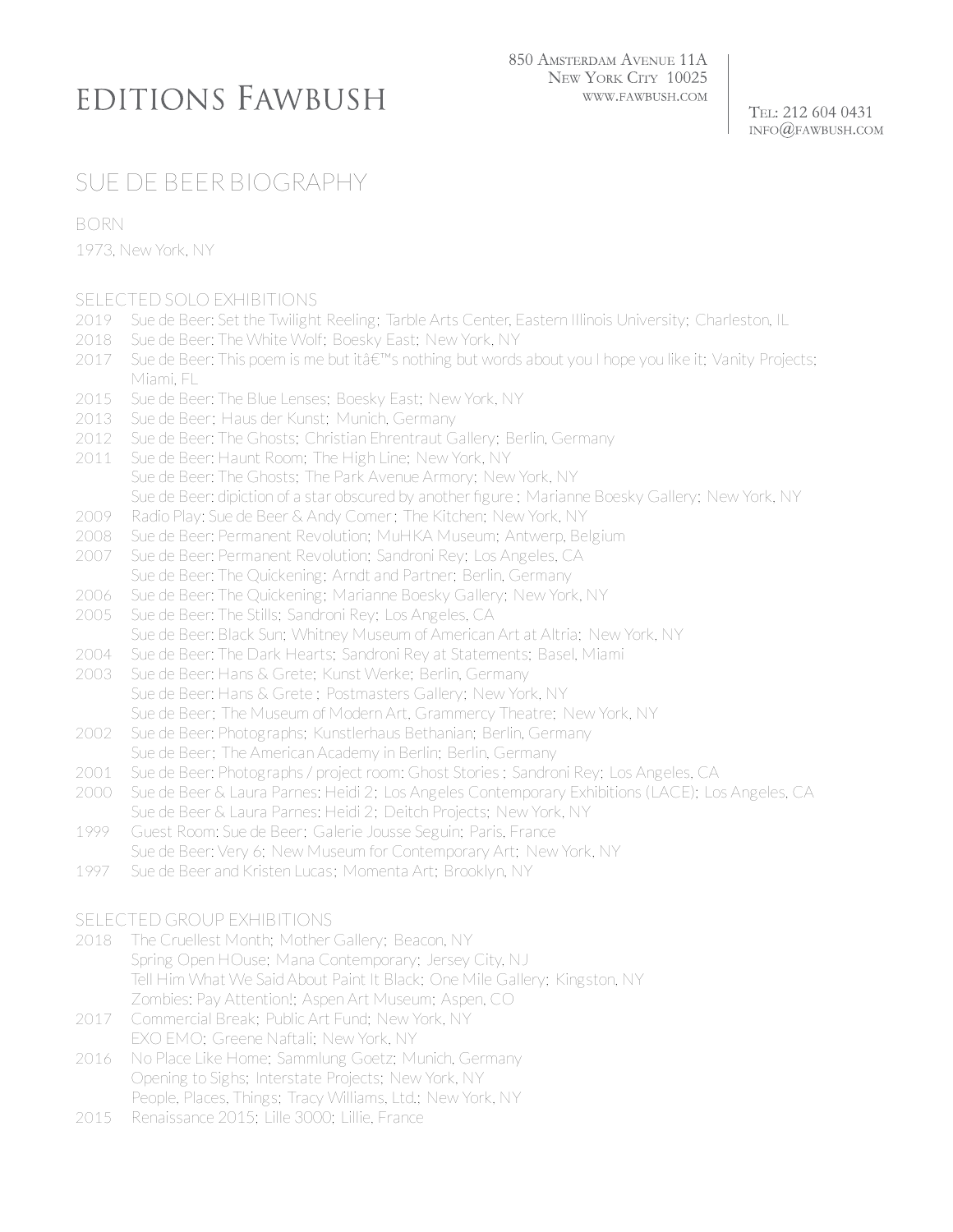# EDITIONS FAWBUSH

850 Amsterdam Avenue 11A
New York City 10025
www.fawbush.com

Tel: 212 604 0431
info@fawbush.com

## SUE DE BEER BIOGRAPHY

### BORN

1973, New York, NY

### SELECTED SOLO EXHIBITIONS

2019 Sue de Beer: Set the Twilight Reeling; Tarble Arts Center, Eastern Illinois University; Charleston, IL
2018 Sue de Beer: The White Wolf; Boesky East; New York, NY
2017 Sue de Beer: This poem is me but itâ€™s nothing but words about you I hope you like it; Vanity Projects; Miami, FL
2015 Sue de Beer: The Blue Lenses; Boesky East; New York, NY
2013 Sue de Beer; Haus der Kunst; Munich, Germany
2012 Sue de Beer: The Ghosts; Christian Ehrentraut Gallery; Berlin, Germany
2011 Sue de Beer: Haunt Room; The High Line; New York, NY
Sue de Beer: The Ghosts; The Park Avenue Armory; New York, NY
Sue de Beer: dipiction of a star obscured by another figure ; Marianne Boesky Gallery; New York, NY
2009 Radio Play: Sue de Beer & Andy Comer; The Kitchen; New York, NY
2008 Sue de Beer: Permanent Revolution; MuHKA Museum; Antwerp, Belgium
2007 Sue de Beer: Permanent Revolution; Sandroni Rey; Los Angeles, CA
Sue de Beer: The Quickening; Arndt and Partner; Berlin, Germany
2006 Sue de Beer: The Quickening; Marianne Boesky Gallery; New York, NY
2005 Sue de Beer: The Stills; Sandroni Rey; Los Angeles, CA
Sue de Beer: Black Sun; Whitney Museum of American Art at Altria; New York, NY
2004 Sue de Beer: The Dark Hearts; Sandroni Rey at Statements; Basel, Miami
2003 Sue de Beer: Hans & Grete; Kunst Werke; Berlin, Germany
Sue de Beer: Hans & Grete ; Postmasters Gallery; New York, NY
Sue de Beer; The Museum of Modern Art, Grammercy Theatre; New York, NY
2002 Sue de Beer: Photographs; Kunstlerhaus Bethanian; Berlin, Germany
Sue de Beer; The American Academy in Berlin; Berlin, Germany
2001 Sue de Beer: Photographs / project room: Ghost Stories ; Sandroni Rey; Los Angeles, CA
2000 Sue de Beer & Laura Parnes: Heidi 2; Los Angeles Contemporary Exhibitions (LACE); Los Angeles, CA
Sue de Beer & Laura Parnes: Heidi 2; Deitch Projects; New York, NY
1999 Guest Room: Sue de Beer; Galerie Jousse Seguin; Paris, France
Sue de Beer: Very 6; New Museum for Contemporary Art; New York, NY
1997 Sue de Beer and Kristen Lucas; Momenta Art; Brooklyn, NY

### SELECTED GROUP EXHIBITIONS

2018 The Cruellest Month; Mother Gallery; Beacon, NY
Spring Open HOuse; Mana Contemporary; Jersey City, NJ
Tell Him What We Said About Paint It Black; One Mile Gallery; Kingston, NY
Zombies: Pay Attention!; Aspen Art Museum; Aspen, CO
2017 Commercial Break; Public Art Fund; New York, NY
EXO EMO; Greene Naftali; New York, NY
2016 No Place Like Home; Sammlung Goetz; Munich, Germany
Opening to Sighs; Interstate Projects; New York, NY
People, Places, Things; Tracy Williams, Ltd.; New York, NY
2015 Renaissance 2015; Lille 3000; Lillie, France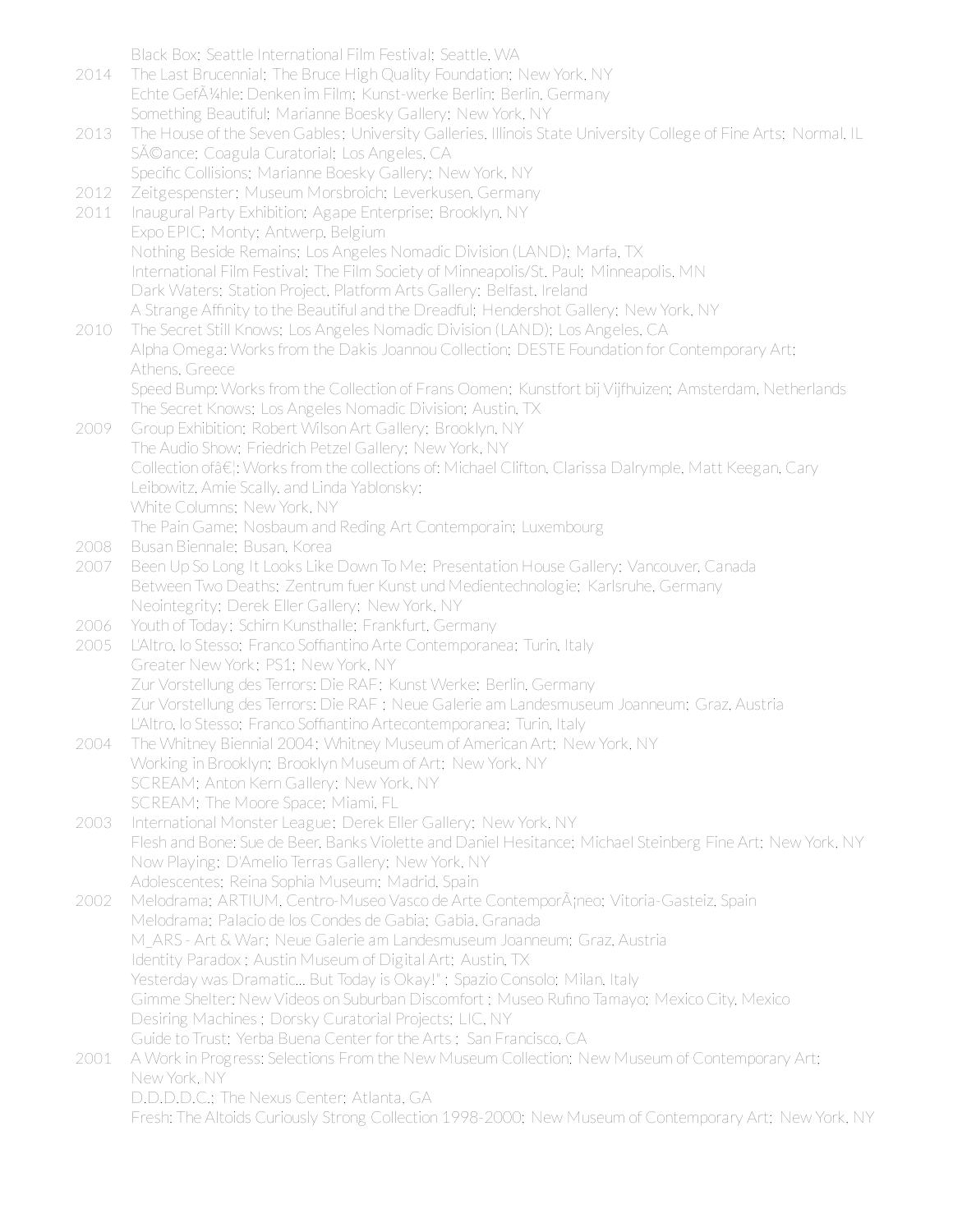Black Box; Seattle International Film Festival; Seattle, WA

2014 The Last Brucennial; The Bruce High Quality Foundation; New York, NY
Echte GefÃ¼hle: Denken im Film; Kunst-werke Berlin; Berlin, Germany
Something Beautiful; Marianne Boesky Gallery; New York, NY

2013 The House of the Seven Gables; University Galleries, Illinois State University College of Fine Arts; Normal, IL
SÃ©ance; Coagula Curatorial; Los Angeles, CA
Specific Collisions; Marianne Boesky Gallery; New York, NY

2012 Zeitgespenster; Museum Morsbroich; Leverkusen, Germany

2011 Inaugural Party Exhibition; Agape Enterprise; Brooklyn, NY
Expo EPIC; Monty; Antwerp, Belgium
Nothing Beside Remains; Los Angeles Nomadic Division (LAND); Marfa, TX
International Film Festival; The Film Society of Minneapolis/St. Paul; Minneapolis, MN
Dark Waters; Station Project, Platform Arts Gallery; Belfast, Ireland
A Strange Affinity to the Beautiful and the Dreadful; Hendershot Gallery; New York, NY

2010 The Secret Still Knows; Los Angeles Nomadic Division (LAND); Los Angeles, CA
Alpha Omega: Works from the Dakis Joannou Collection; DESTE Foundation for Contemporary Art; Athens, Greece
Speed Bump: Works from the Collection of Frans Oomen; Kunstfort bij Vijfhuizen; Amsterdam, Netherlands
The Secret Knows; Los Angeles Nomadic Division; Austin, TX

2009 Group Exhibition; Robert Wilson Art Gallery; Brooklyn, NY
The Audio Show; Friedrich Petzel Gallery; New York, NY
Collection ofâ€¦: Works from the collections of: Michael Clifton, Clarissa Dalrymple, Matt Keegan, Cary Leibowitz, Amie Scally, and Linda Yablonsky;
White Columns; New York, NY
The Pain Game; Nosbaum and Reding Art Contemporain; Luxembourg

2008 Busan Biennale; Busan, Korea

2007 Been Up So Long It Looks Like Down To Me; Presentation House Gallery; Vancouver, Canada
Between Two Deaths; Zentrum fuer Kunst und Medientechnologie; Karlsruhe, Germany
Neointegrity; Derek Eller Gallery; New York, NY

2006 Youth of Today; Schirn Kunsthalle; Frankfurt, Germany

2005 L'Altro, Io Stesso; Franco Soffiantino Arte Contemporanea; Turin, Italy
Greater New York; PS1; New York, NY
Zur Vorstellung des Terrors: Die RAF; Kunst Werke; Berlin, Germany
Zur Vorstellung des Terrors: Die RAF ; Neue Galerie am Landesmuseum Joanneum; Graz, Austria
L'Altro, Io Stesso; Franco Soffiantino Artecontemporanea; Turin, Italy

2004 The Whitney Biennial 2004; Whitney Museum of American Art; New York, NY
Working in Brooklyn; Brooklyn Museum of Art; New York, NY
SCREAM; Anton Kern Gallery; New York, NY
SCREAM; The Moore Space; Miami, FL

2003 International Monster League; Derek Eller Gallery; New York, NY
Flesh and Bone: Sue de Beer, Banks Violette and Daniel Hesitance; Michael Steinberg Fine Art; New York, NY
Now Playing; D'Amelio Terras Gallery; New York, NY
Adolescentes; Reina Sophia Museum; Madrid, Spain

2002 Melodrama; ARTIUM, Centro-Museo Vasco de Arte ContemporÃ¡neo; Vitoria-Gasteiz, Spain
Melodrama; Palacio de los Condes de Gabia; Gabia, Granada
M_ARS - Art & War; Neue Galerie am Landesmuseum Joanneum; Graz, Austria
Identity Paradox ; Austin Museum of Digital Art; Austin, TX
Yesterday was Dramatic... But Today is Okay!" ; Spazio Consolo; Milan, Italy
Gimme Shelter: New Videos on Suburban Discomfort ; Museo Rufino Tamayo; Mexico City, Mexico
Desiring Machines ; Dorsky Curatorial Projects; LIC, NY
Guide to Trust; Yerba Buena Center for the Arts ; San Francisco, CA

2001 A Work in Progress: Selections From the New Museum Collection; New Museum of Contemporary Art; New York, NY
D.D.D.D.C.; The Nexus Center; Atlanta, GA
Fresh: The Altoids Curiously Strong Collection 1998-2000; New Museum of Contemporary Art; New York, NY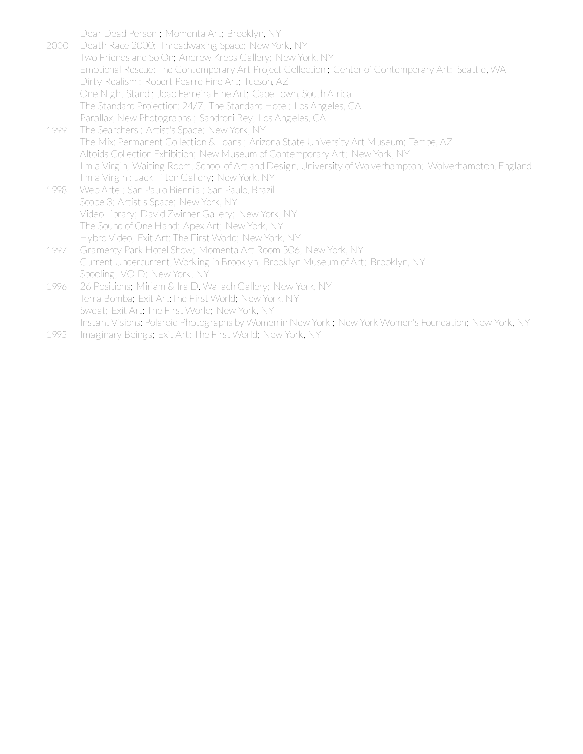Dear Dead Person ; Momenta Art; Brooklyn, NY

2000 Death Race 2000; Threadwaxing Space; New York, NY

Two Friends and So On; Andrew Kreps Gallery; New York, NY

Emotional Rescue: The Contemporary Art Project Collection ; Center of Contemporary Art; Seattle, WA

Dirty Realism ; Robert Pearre Fine Art; Tucson, AZ

One Night Stand ; Joao Ferreira Fine Art; Cape Town, South Africa

The Standard Projection: 24/7; The Standard Hotel; Los Angeles, CA

Parallax, New Photographs ; Sandroni Rey; Los Angeles, CA

1999 The Searchers ; Artist's Space; New York, NY

The Mix: Permanent Collection & Loans ; Arizona State University Art Museum; Tempe, AZ

Altoids Collection Exhibition; New Museum of Contemporary Art; New York, NY

I'm a Virgin; Waiting Room, School of Art and Design, University of Wolverhampton; Wolverhampton, England

I'm a Virgin ; Jack Tilton Gallery; New York, NY

1998 Web Arte ; San Paulo Biennial; San Paulo, Brazil

Scope 3; Artist's Space; New York, NY

Video Library; David Zwirner Gallery; New York, NY

The Sound of One Hand; Apex Art; New York, NY

Hybro Video; Exit Art: The First World; New York, NY

1997 Gramercy Park Hotel Show; Momenta Art Room 506; New York, NY

Current Undercurrent: Working in Brooklyn; Brooklyn Museum of Art; Brooklyn, NY

Spooling; VOID; New York, NY

1996 26 Positions; Miriam & Ira D. Wallach Gallery; New York, NY

Terra Bomba; Exit Art:The First World; New York, NY

Sweat; Exit Art: The First World; New York, NY

Instant Visions: Polaroid Photographs by Women in New York ; New York Women's Foundation; New York, NY

1995 Imaginary Beings; Exit Art: The First World; New York, NY